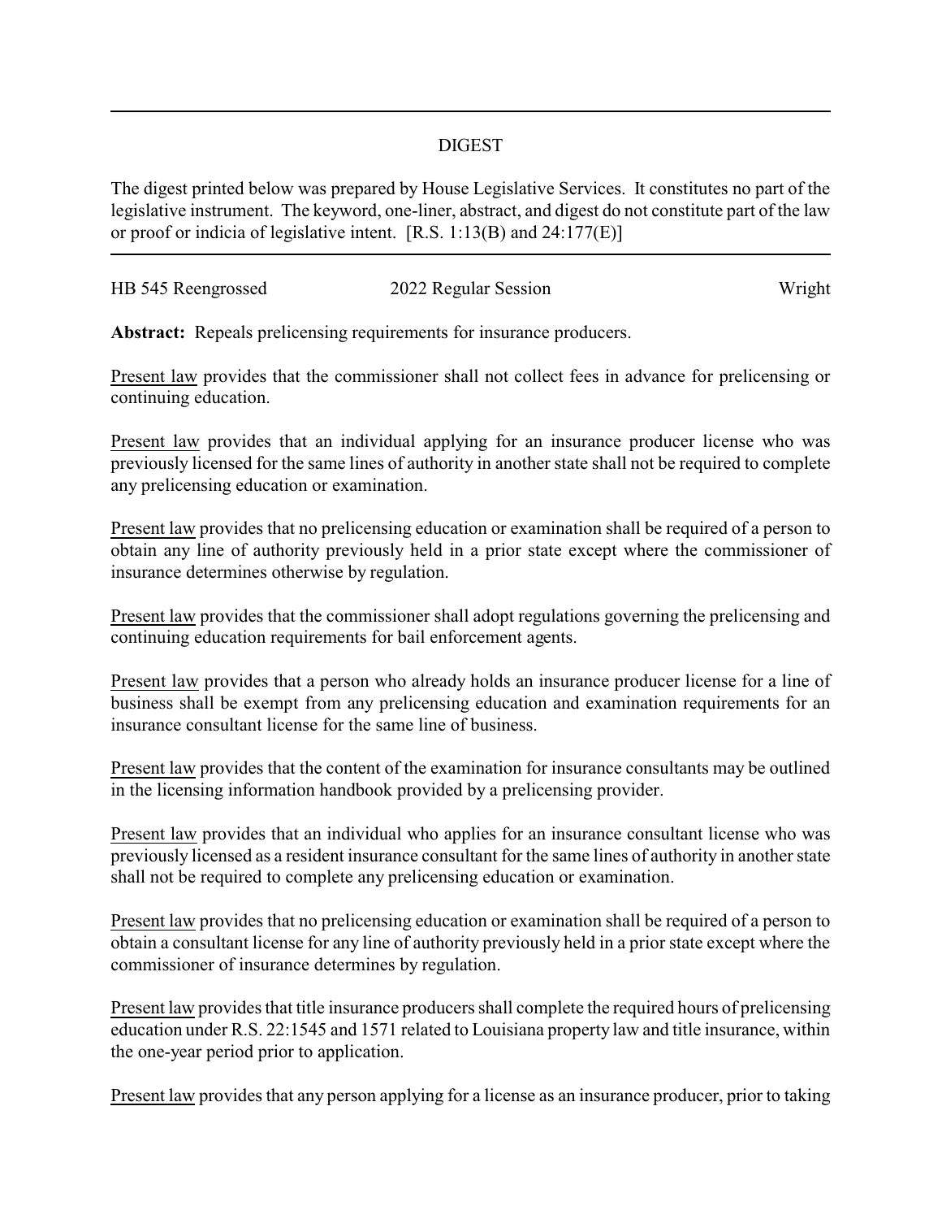## DIGEST

The digest printed below was prepared by House Legislative Services. It constitutes no part of the legislative instrument. The keyword, one-liner, abstract, and digest do not constitute part of the law or proof or indicia of legislative intent. [R.S. 1:13(B) and 24:177(E)]

HB 545 Reengrossed | 2022 Regular Session | Wright

**Abstract:** Repeals prelicensing requirements for insurance producers.

Present law provides that the commissioner shall not collect fees in advance for prelicensing or continuing education.

Present law provides that an individual applying for an insurance producer license who was previously licensed for the same lines of authority in another state shall not be required to complete any prelicensing education or examination.

Present law provides that no prelicensing education or examination shall be required of a person to obtain any line of authority previously held in a prior state except where the commissioner of insurance determines otherwise by regulation.

Present law provides that the commissioner shall adopt regulations governing the prelicensing and continuing education requirements for bail enforcement agents.

Present law provides that a person who already holds an insurance producer license for a line of business shall be exempt from any prelicensing education and examination requirements for an insurance consultant license for the same line of business.

Present law provides that the content of the examination for insurance consultants may be outlined in the licensing information handbook provided by a prelicensing provider.

Present law provides that an individual who applies for an insurance consultant license who was previously licensed as a resident insurance consultant for the same lines of authority in another state shall not be required to complete any prelicensing education or examination.

Present law provides that no prelicensing education or examination shall be required of a person to obtain a consultant license for any line of authority previously held in a prior state except where the commissioner of insurance determines by regulation.

Present law provides that title insurance producers shall complete the required hours of prelicensing education under R.S. 22:1545 and 1571 related to Louisiana property law and title insurance, within the one-year period prior to application.

Present law provides that any person applying for a license as an insurance producer, prior to taking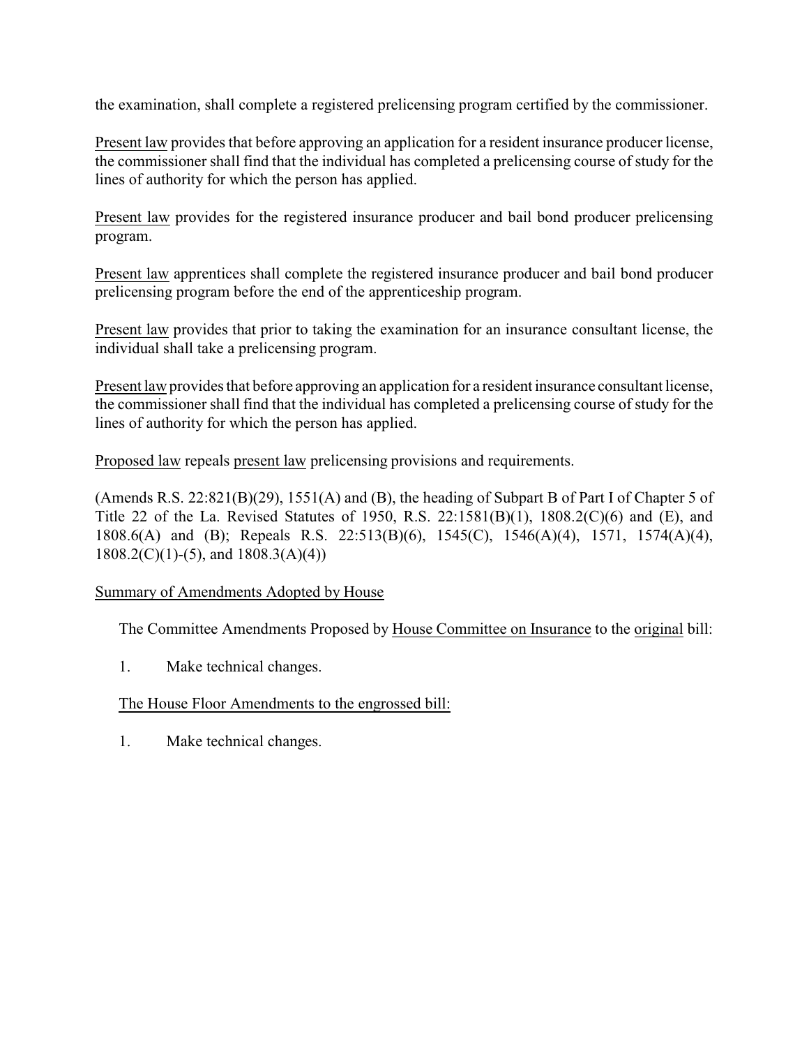the examination, shall complete a registered prelicensing program certified by the commissioner.

Present law provides that before approving an application for a resident insurance producer license, the commissioner shall find that the individual has completed a prelicensing course of study for the lines of authority for which the person has applied.

Present law provides for the registered insurance producer and bail bond producer prelicensing program.

Present law apprentices shall complete the registered insurance producer and bail bond producer prelicensing program before the end of the apprenticeship program.

Present law provides that prior to taking the examination for an insurance consultant license, the individual shall take a prelicensing program.

Present law provides that before approving an application for a resident insurance consultant license, the commissioner shall find that the individual has completed a prelicensing course of study for the lines of authority for which the person has applied.

Proposed law repeals present law prelicensing provisions and requirements.

(Amends R.S. 22:821(B)(29), 1551(A) and (B), the heading of Subpart B of Part I of Chapter 5 of Title 22 of the La. Revised Statutes of 1950, R.S. 22:1581(B)(1), 1808.2(C)(6) and (E), and 1808.6(A) and (B); Repeals R.S. 22:513(B)(6), 1545(C), 1546(A)(4), 1571, 1574(A)(4), 1808.2(C)(1)-(5), and 1808.3(A)(4))

Summary of Amendments Adopted by House

The Committee Amendments Proposed by House Committee on Insurance to the original bill:

1. Make technical changes.

The House Floor Amendments to the engrossed bill:

1. Make technical changes.